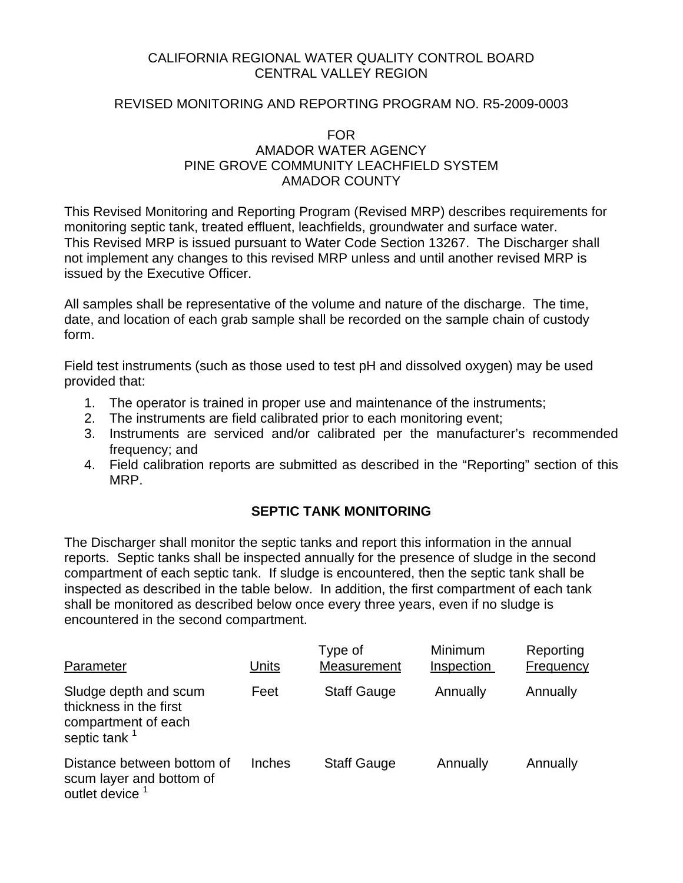CALIFORNIA REGIONAL WATER QUALITY CONTROL BOARD
CENTRAL VALLEY REGION

REVISED MONITORING AND REPORTING PROGRAM NO. R5-2009-0003

FOR
AMADOR WATER AGENCY
PINE GROVE COMMUNITY LEACHFIELD SYSTEM
AMADOR COUNTY

This Revised Monitoring and Reporting Program (Revised MRP) describes requirements for monitoring septic tank, treated effluent, leachfields, groundwater and surface water. This Revised MRP is issued pursuant to Water Code Section 13267. The Discharger shall not implement any changes to this revised MRP unless and until another revised MRP is issued by the Executive Officer.

All samples shall be representative of the volume and nature of the discharge. The time, date, and location of each grab sample shall be recorded on the sample chain of custody form.

Field test instruments (such as those used to test pH and dissolved oxygen) may be used provided that:

1. The operator is trained in proper use and maintenance of the instruments;
2. The instruments are field calibrated prior to each monitoring event;
3. Instruments are serviced and/or calibrated per the manufacturer's recommended frequency; and
4. Field calibration reports are submitted as described in the "Reporting" section of this MRP.

## SEPTIC TANK MONITORING

The Discharger shall monitor the septic tanks and report this information in the annual reports. Septic tanks shall be inspected annually for the presence of sludge in the second compartment of each septic tank. If sludge is encountered, then the septic tank shall be inspected as described in the table below. In addition, the first compartment of each tank shall be monitored as described below once every three years, even if no sludge is encountered in the second compartment.

| Parameter | Units | Type of Measurement | Minimum Inspection | Reporting Frequency |
|---|---|---|---|---|
| Sludge depth and scum thickness in the first compartment of each septic tank [1] | Feet | Staff Gauge | Annually | Annually |
| Distance between bottom of scum layer and bottom of outlet device [1] | Inches | Staff Gauge | Annually | Annually |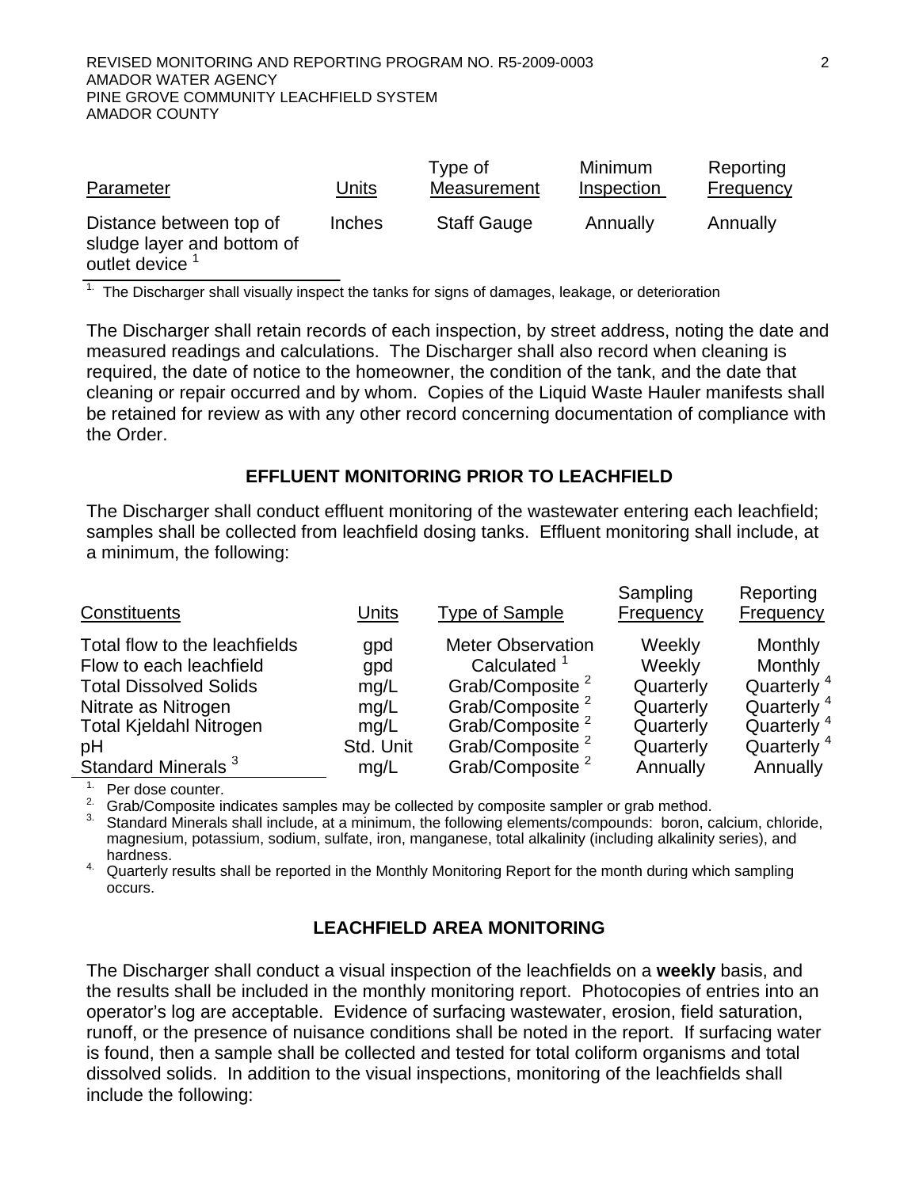| Parameter | Units | Type of Measurement | Minimum Inspection | Reporting Frequency |
|---|---|---|---|---|
| Distance between top of sludge layer and bottom of outlet device [1] | Inches | Staff Gauge | Annually | Annually |

[1] The Discharger shall visually inspect the tanks for signs of damages, leakage, or deterioration

The Discharger shall retain records of each inspection, by street address, noting the date and measured readings and calculations. The Discharger shall also record when cleaning is required, the date of notice to the homeowner, the condition of the tank, and the date that cleaning or repair occurred and by whom. Copies of the Liquid Waste Hauler manifests shall be retained for review as with any other record concerning documentation of compliance with the Order.

## EFFLUENT MONITORING PRIOR TO LEACHFIELD

The Discharger shall conduct effluent monitoring of the wastewater entering each leachfield; samples shall be collected from leachfield dosing tanks. Effluent monitoring shall include, at a minimum, the following:

| Constituents | Units | Type of Sample | Sampling Frequency | Reporting Frequency |
|---|---|---|---|---|
| Total flow to the leachfields | gpd | Meter Observation | Weekly | Monthly |
| Flow to each leachfield | gpd | Calculated [1] | Weekly | Monthly |
| Total Dissolved Solids | mg/L | Grab/Composite [2] | Quarterly | Quarterly [4] |
| Nitrate as Nitrogen | mg/L | Grab/Composite [2] | Quarterly | Quarterly [4] |
| Total Kjeldahl Nitrogen | mg/L | Grab/Composite [2] | Quarterly | Quarterly [4] |
| pH | Std. Unit | Grab/Composite [2] | Quarterly | Quarterly [4] |
| Standard Minerals [3] | mg/L | Grab/Composite [2] | Annually | Annually |

1. Per dose counter.
2. Grab/Composite indicates samples may be collected by composite sampler or grab method.
3. Standard Minerals shall include, at a minimum, the following elements/compounds: boron, calcium, chloride, magnesium, potassium, sodium, sulfate, iron, manganese, total alkalinity (including alkalinity series), and hardness.
4. Quarterly results shall be reported in the Monthly Monitoring Report for the month during which sampling occurs.

## LEACHFIELD AREA MONITORING

The Discharger shall conduct a visual inspection of the leachfields on a **weekly** basis, and the results shall be included in the monthly monitoring report. Photocopies of entries into an operator's log are acceptable. Evidence of surfacing wastewater, erosion, field saturation, runoff, or the presence of nuisance conditions shall be noted in the report. If surfacing water is found, then a sample shall be collected and tested for total coliform organisms and total dissolved solids. In addition to the visual inspections, monitoring of the leachfields shall include the following: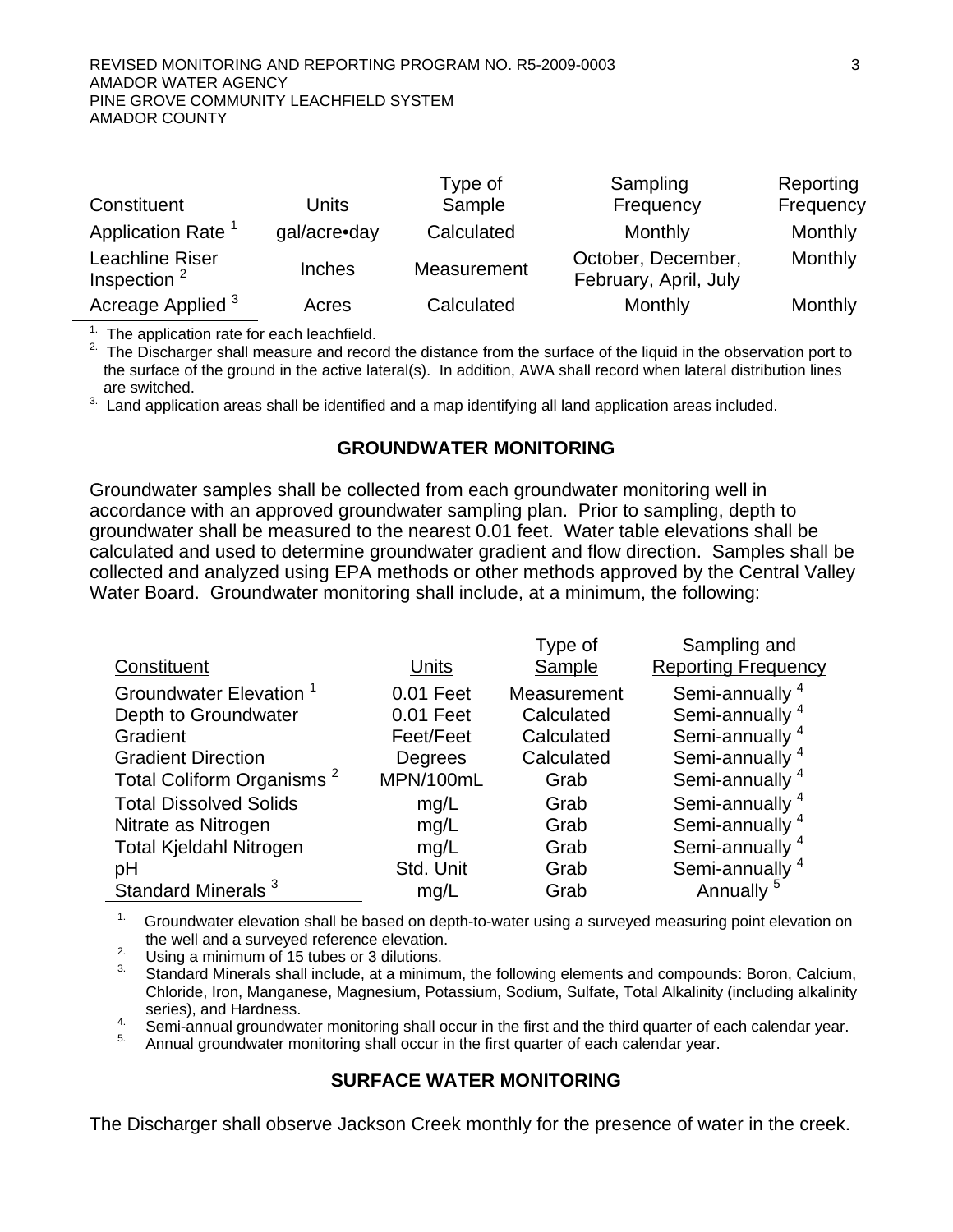| Constituent | Units | Type of Sample | Sampling Frequency | Reporting Frequency |
|---|---|---|---|---|
| Application Rate [1] | gal/acre•day | Calculated | Monthly | Monthly |
| Leachline Riser Inspection [2] | Inches | Measurement | October, December, February, April, July | Monthly |
| Acreage Applied [3] | Acres | Calculated | Monthly | Monthly |

1. The application rate for each leachfield.
2. The Discharger shall measure and record the distance from the surface of the liquid in the observation port to the surface of the ground in the active lateral(s). In addition, AWA shall record when lateral distribution lines are switched.
3. Land application areas shall be identified and a map identifying all land application areas included.

## GROUNDWATER MONITORING

Groundwater samples shall be collected from each groundwater monitoring well in accordance with an approved groundwater sampling plan. Prior to sampling, depth to groundwater shall be measured to the nearest 0.01 feet. Water table elevations shall be calculated and used to determine groundwater gradient and flow direction. Samples shall be collected and analyzed using EPA methods or other methods approved by the Central Valley Water Board. Groundwater monitoring shall include, at a minimum, the following:

| Constituent | Units | Type of Sample | Sampling and Reporting Frequency |
|---|---|---|---|
| Groundwater Elevation [1] | 0.01 Feet | Measurement | Semi-annually [4] |
| Depth to Groundwater | 0.01 Feet | Calculated | Semi-annually [4] |
| Gradient | Feet/Feet | Calculated | Semi-annually [4] |
| Gradient Direction | Degrees | Calculated | Semi-annually [4] |
| Total Coliform Organisms [2] | MPN/100mL | Grab | Semi-annually [4] |
| Total Dissolved Solids | mg/L | Grab | Semi-annually [4] |
| Nitrate as Nitrogen | mg/L | Grab | Semi-annually [4] |
| Total Kjeldahl Nitrogen | mg/L | Grab | Semi-annually [4] |
| pH | Std. Unit | Grab | Semi-annually [4] |
| Standard Minerals [3] | mg/L | Grab | Annually [5] |

1. Groundwater elevation shall be based on depth-to-water using a surveyed measuring point elevation on the well and a surveyed reference elevation.
2. Using a minimum of 15 tubes or 3 dilutions.
3. Standard Minerals shall include, at a minimum, the following elements and compounds: Boron, Calcium, Chloride, Iron, Manganese, Magnesium, Potassium, Sodium, Sulfate, Total Alkalinity (including alkalinity series), and Hardness.
4. Semi-annual groundwater monitoring shall occur in the first and the third quarter of each calendar year.
5. Annual groundwater monitoring shall occur in the first quarter of each calendar year.

## SURFACE WATER MONITORING

The Discharger shall observe Jackson Creek monthly for the presence of water in the creek.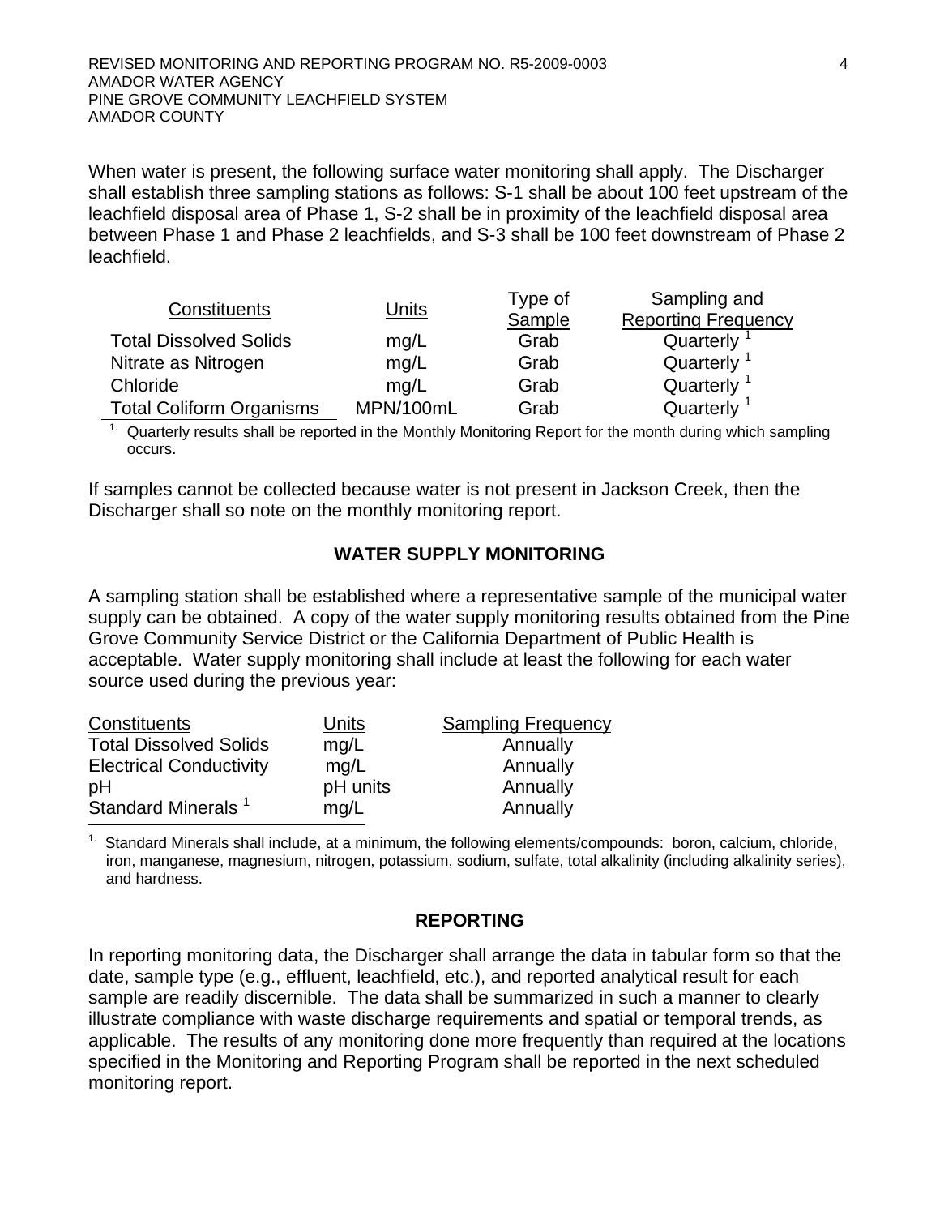When water is present, the following surface water monitoring shall apply. The Discharger shall establish three sampling stations as follows: S-1 shall be about 100 feet upstream of the leachfield disposal area of Phase 1, S-2 shall be in proximity of the leachfield disposal area between Phase 1 and Phase 2 leachfields, and S-3 shall be 100 feet downstream of Phase 2 leachfield.

| Constituents | Units | Type of Sample | Sampling and Reporting Frequency |
|---|---|---|---|
| Total Dissolved Solids | mg/L | Grab | Quarterly [1] |
| Nitrate as Nitrogen | mg/L | Grab | Quarterly [1] |
| Chloride | mg/L | Grab | Quarterly [1] |
| Total Coliform Organisms | MPN/100mL | Grab | Quarterly [1] |

[1] Quarterly results shall be reported in the Monthly Monitoring Report for the month during which sampling occurs.

If samples cannot be collected because water is not present in Jackson Creek, then the Discharger shall so note on the monthly monitoring report.

## WATER SUPPLY MONITORING

A sampling station shall be established where a representative sample of the municipal water supply can be obtained. A copy of the water supply monitoring results obtained from the Pine Grove Community Service District or the California Department of Public Health is acceptable. Water supply monitoring shall include at least the following for each water source used during the previous year:

| Constituents | Units | Sampling Frequency |
|---|---|---|
| Total Dissolved Solids | mg/L | Annually |
| Electrical Conductivity | mg/L | Annually |
| pH | pH units | Annually |
| Standard Minerals [1] | mg/L | Annually |

[1] Standard Minerals shall include, at a minimum, the following elements/compounds: boron, calcium, chloride, iron, manganese, magnesium, nitrogen, potassium, sodium, sulfate, total alkalinity (including alkalinity series), and hardness.

## REPORTING

In reporting monitoring data, the Discharger shall arrange the data in tabular form so that the date, sample type (e.g., effluent, leachfield, etc.), and reported analytical result for each sample are readily discernible. The data shall be summarized in such a manner to clearly illustrate compliance with waste discharge requirements and spatial or temporal trends, as applicable. The results of any monitoring done more frequently than required at the locations specified in the Monitoring and Reporting Program shall be reported in the next scheduled monitoring report.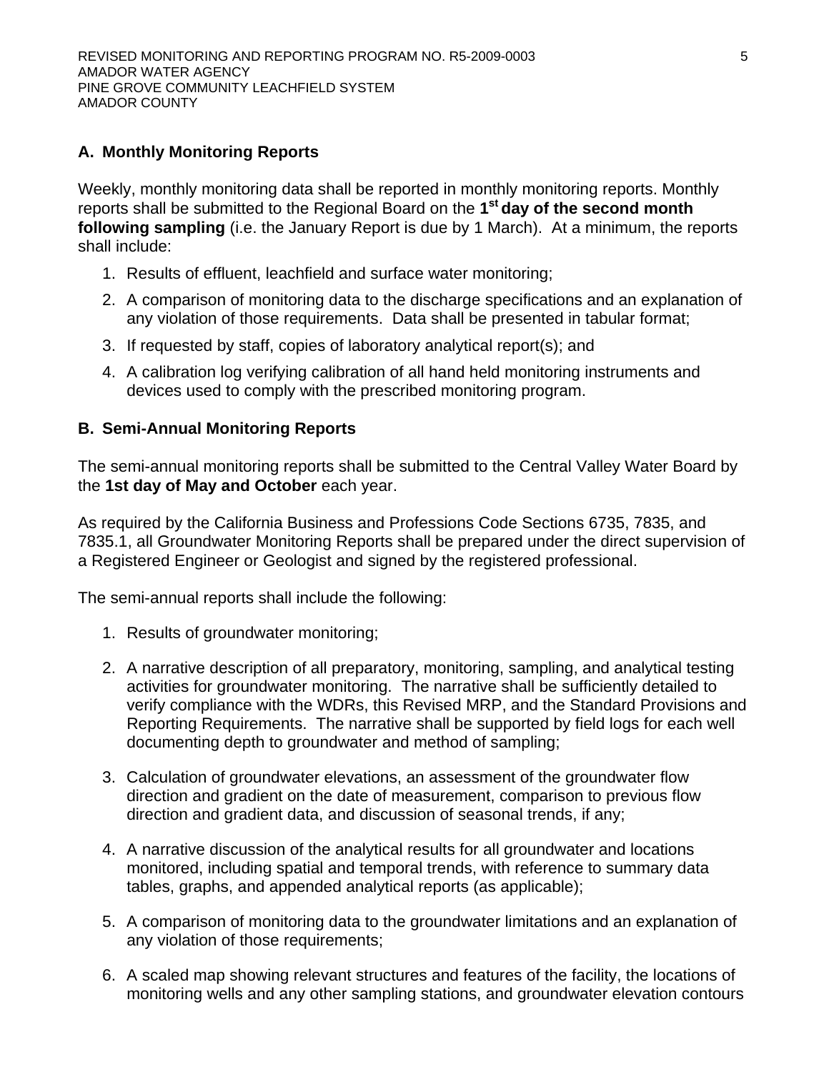## A. Monthly Monitoring Reports

Weekly, monthly monitoring data shall be reported in monthly monitoring reports. Monthly reports shall be submitted to the Regional Board on the **1st day of the second month following sampling** (i.e. the January Report is due by 1 March). At a minimum, the reports shall include:

1. Results of effluent, leachfield and surface water monitoring;
2. A comparison of monitoring data to the discharge specifications and an explanation of any violation of those requirements. Data shall be presented in tabular format;
3. If requested by staff, copies of laboratory analytical report(s); and
4. A calibration log verifying calibration of all hand held monitoring instruments and devices used to comply with the prescribed monitoring program.

## B. Semi-Annual Monitoring Reports

The semi-annual monitoring reports shall be submitted to the Central Valley Water Board by the **1st day of May and October** each year.

As required by the California Business and Professions Code Sections 6735, 7835, and 7835.1, all Groundwater Monitoring Reports shall be prepared under the direct supervision of a Registered Engineer or Geologist and signed by the registered professional.

The semi-annual reports shall include the following:

1. Results of groundwater monitoring;
2. A narrative description of all preparatory, monitoring, sampling, and analytical testing activities for groundwater monitoring. The narrative shall be sufficiently detailed to verify compliance with the WDRs, this Revised MRP, and the Standard Provisions and Reporting Requirements. The narrative shall be supported by field logs for each well documenting depth to groundwater and method of sampling;
3. Calculation of groundwater elevations, an assessment of the groundwater flow direction and gradient on the date of measurement, comparison to previous flow direction and gradient data, and discussion of seasonal trends, if any;
4. A narrative discussion of the analytical results for all groundwater and locations monitored, including spatial and temporal trends, with reference to summary data tables, graphs, and appended analytical reports (as applicable);
5. A comparison of monitoring data to the groundwater limitations and an explanation of any violation of those requirements;
6. A scaled map showing relevant structures and features of the facility, the locations of monitoring wells and any other sampling stations, and groundwater elevation contours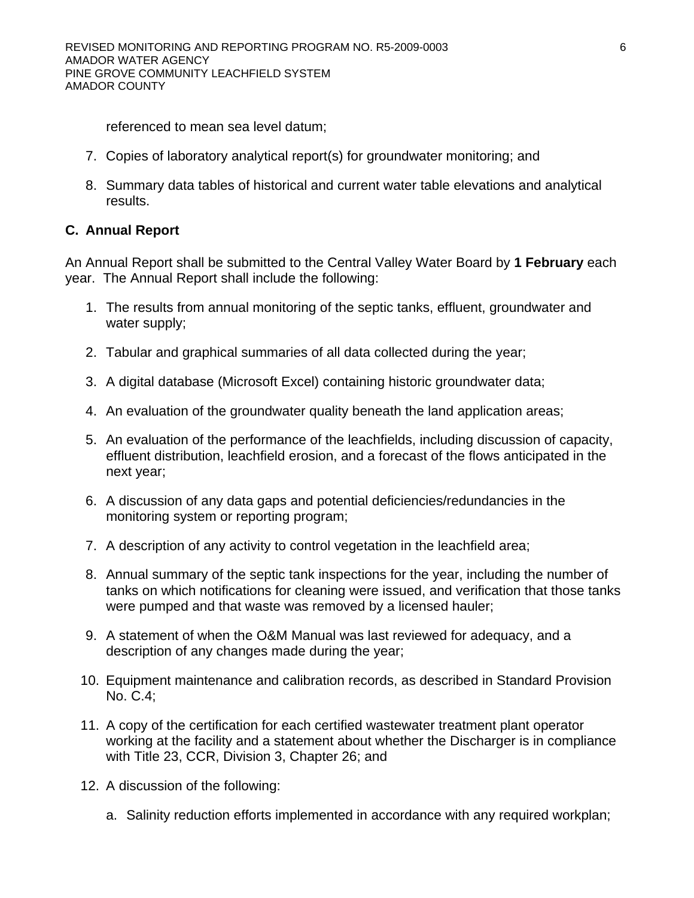referenced to mean sea level datum;

7. Copies of laboratory analytical report(s) for groundwater monitoring; and

8. Summary data tables of historical and current water table elevations and analytical results.

## C. Annual Report

An Annual Report shall be submitted to the Central Valley Water Board by **1 February** each year. The Annual Report shall include the following:

1. The results from annual monitoring of the septic tanks, effluent, groundwater and water supply;

2. Tabular and graphical summaries of all data collected during the year;

3. A digital database (Microsoft Excel) containing historic groundwater data;

4. An evaluation of the groundwater quality beneath the land application areas;

5. An evaluation of the performance of the leachfields, including discussion of capacity, effluent distribution, leachfield erosion, and a forecast of the flows anticipated in the next year;

6. A discussion of any data gaps and potential deficiencies/redundancies in the monitoring system or reporting program;

7. A description of any activity to control vegetation in the leachfield area;

8. Annual summary of the septic tank inspections for the year, including the number of tanks on which notifications for cleaning were issued, and verification that those tanks were pumped and that waste was removed by a licensed hauler;

9. A statement of when the O&M Manual was last reviewed for adequacy, and a description of any changes made during the year;

10. Equipment maintenance and calibration records, as described in Standard Provision No. C.4;

11. A copy of the certification for each certified wastewater treatment plant operator working at the facility and a statement about whether the Discharger is in compliance with Title 23, CCR, Division 3, Chapter 26; and

12. A discussion of the following:

    a. Salinity reduction efforts implemented in accordance with any required workplan;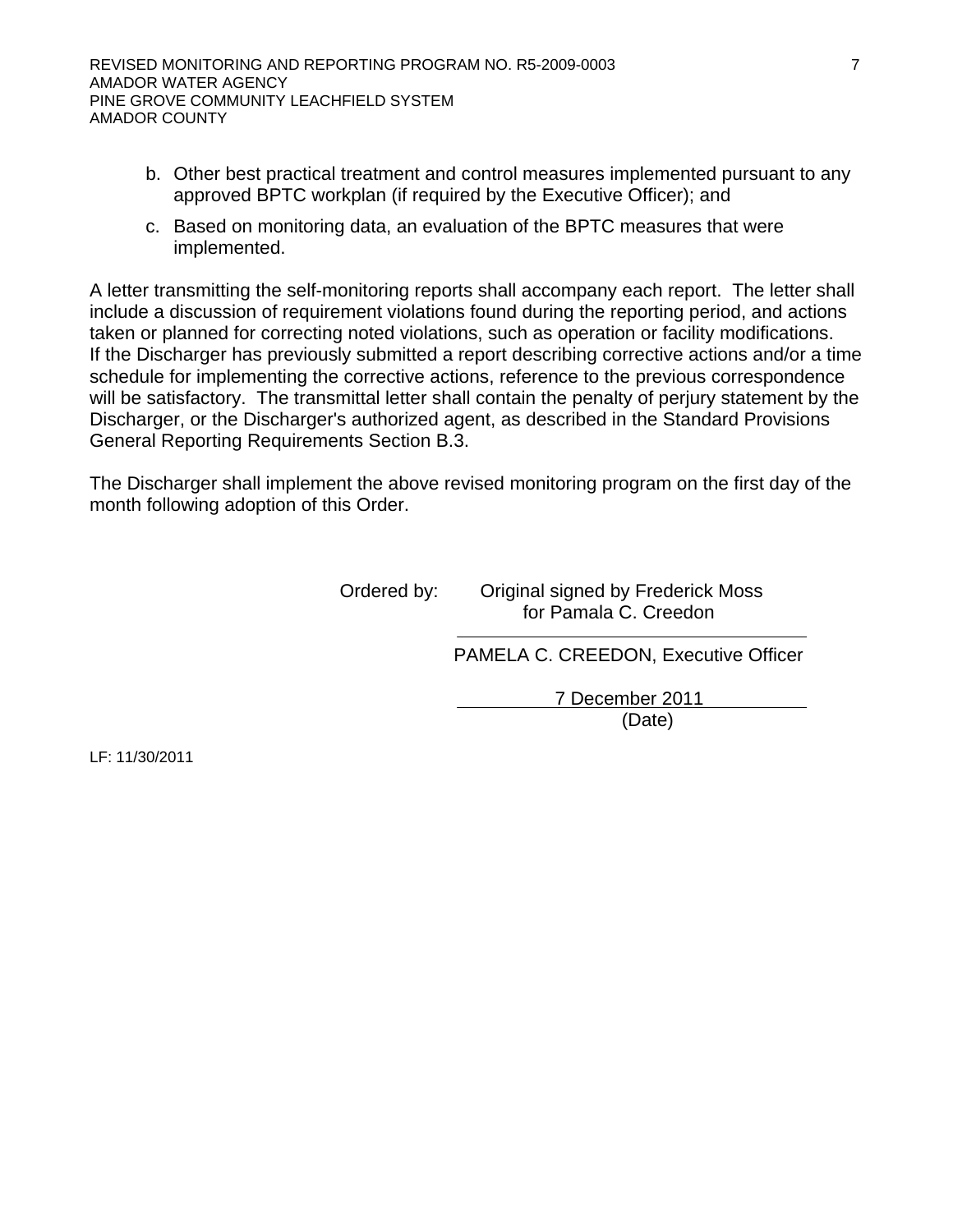b. Other best practical treatment and control measures implemented pursuant to any approved BPTC workplan (if required by the Executive Officer); and

c. Based on monitoring data, an evaluation of the BPTC measures that were implemented.

A letter transmitting the self-monitoring reports shall accompany each report. The letter shall include a discussion of requirement violations found during the reporting period, and actions taken or planned for correcting noted violations, such as operation or facility modifications. If the Discharger has previously submitted a report describing corrective actions and/or a time schedule for implementing the corrective actions, reference to the previous correspondence will be satisfactory. The transmittal letter shall contain the penalty of perjury statement by the Discharger, or the Discharger's authorized agent, as described in the Standard Provisions General Reporting Requirements Section B.3.

The Discharger shall implement the above revised monitoring program on the first day of the month following adoption of this Order.

Ordered by: Original signed by Frederick Moss for Pamala C. Creedon

PAMELA C. CREEDON, Executive Officer

7 December 2011

(Date)

LF: 11/30/2011